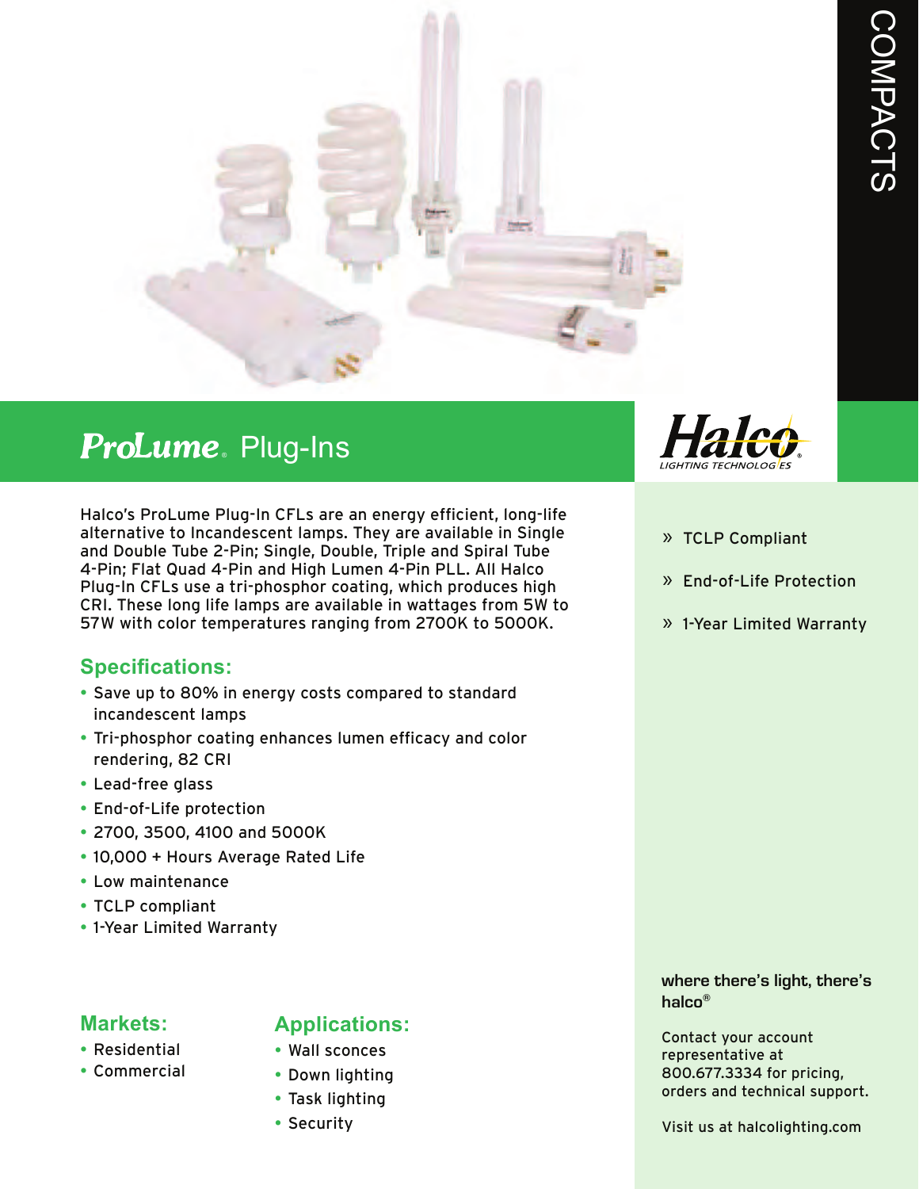# ProLume. Plug-Ins

COMPACTS

Halco LIGHTING TECHNOLOGIES

Halco's ProLume Plug-In CFLs are an energy efficient, long-life alternative to Incandescent lamps. They are available in Single and Double Tube 2-Pin; Single, Double, Triple and Spiral Tube 4-Pin; Flat Quad 4-Pin and High Lumen 4-Pin PLL. All Halco Plug-In CFLs use a tri-phosphor coating, which produces high CRI. These long life lamps are available in wattages from 5W to 57W with color temperatures ranging from 2700K to 5000K.

## Specifications:

- Save up to 80% in energy costs compared to standard incandescent lamps
- Tri-phosphor coating enhances lumen efficacy and color rendering, 82 CRI
- Lead-free glass
- End-of-Life protection
- 2700, 3500, 4100 and 5000K
- 10,000 + Hours Average Rated Life
- Low maintenance
- TCLP compliant
- 1-Year Limited Warranty

## Markets:

- Residential
- Commercial

## Applications:

- Wall sconces
- Down lighting
- Task lighting
- Security

» TCLP Compliant

» End-of-Life Protection

» 1-Year Limited Warranty

**where there's light, there's halco®**

Contact your account representative at 800.677.3334 for pricing, orders and technical support.

Visit us at halcolighting.com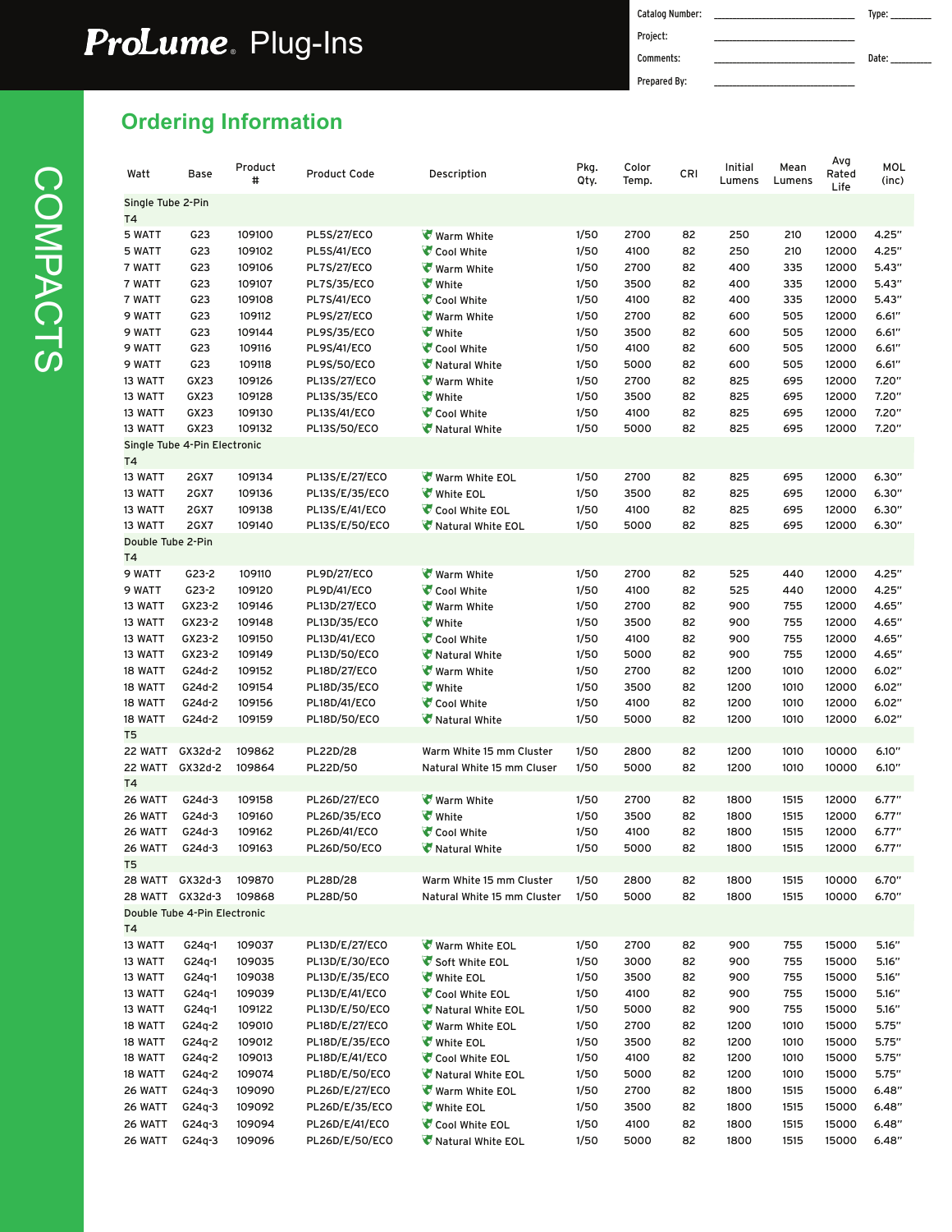# ProLume® Plug-Ins

| Catalog Number: | | Type: |
|---|---|---|
| Project: | | |
| Comments: | | Date: |
| Prepared By: | | |

COMPACTS

## Ordering Information

| Watt | Base | Product # | Product Code | Description | Pkg. Qty. | Color Temp. | CRI | Initial Lumens | Mean Lumens | Avg Rated Life | MOL (inc) |
|---|---|---|---|---|---|---|---|---|---|---|---|
| **Single Tube 2-Pin** | | | | | | | | | | | |
| **T4** | | | | | | | | | | | |
| 5 WATT | G23 | 109100 | PL5S/27/ECO | Warm White | 1/50 | 2700 | 82 | 250 | 210 | 12000 | 4.25" |
| 5 WATT | G23 | 109102 | PL5S/41/ECO | Cool White | 1/50 | 4100 | 82 | 250 | 210 | 12000 | 4.25" |
| 7 WATT | G23 | 109106 | PL7S/27/ECO | Warm White | 1/50 | 2700 | 82 | 400 | 335 | 12000 | 5.43" |
| 7 WATT | G23 | 109107 | PL7S/35/ECO | White | 1/50 | 3500 | 82 | 400 | 335 | 12000 | 5.43" |
| 7 WATT | G23 | 109108 | PL7S/41/ECO | Cool White | 1/50 | 4100 | 82 | 400 | 335 | 12000 | 5.43" |
| 9 WATT | G23 | 109112 | PL9S/27/ECO | Warm White | 1/50 | 2700 | 82 | 600 | 505 | 12000 | 6.61" |
| 9 WATT | G23 | 109144 | PL9S/35/ECO | White | 1/50 | 3500 | 82 | 600 | 505 | 12000 | 6.61" |
| 9 WATT | G23 | 109116 | PL9S/41/ECO | Cool White | 1/50 | 4100 | 82 | 600 | 505 | 12000 | 6.61" |
| 9 WATT | G23 | 109118 | PL9S/50/ECO | Natural White | 1/50 | 5000 | 82 | 600 | 505 | 12000 | 6.61" |
| 13 WATT | GX23 | 109126 | PL13S/27/ECO | Warm White | 1/50 | 2700 | 82 | 825 | 695 | 12000 | 7.20" |
| 13 WATT | GX23 | 109128 | PL13S/35/ECO | White | 1/50 | 3500 | 82 | 825 | 695 | 12000 | 7.20" |
| 13 WATT | GX23 | 109130 | PL13S/41/ECO | Cool White | 1/50 | 4100 | 82 | 825 | 695 | 12000 | 7.20" |
| 13 WATT | GX23 | 109132 | PL13S/50/ECO | Natural White | 1/50 | 5000 | 82 | 825 | 695 | 12000 | 7.20" |
| **Single Tube 4-Pin Electronic** | | | | | | | | | | | |
| **T4** | | | | | | | | | | | |
| 13 WATT | 2GX7 | 109134 | PL13S/E/27/ECO | Warm White EOL | 1/50 | 2700 | 82 | 825 | 695 | 12000 | 6.30" |
| 13 WATT | 2GX7 | 109136 | PL13S/E/35/ECO | White EOL | 1/50 | 3500 | 82 | 825 | 695 | 12000 | 6.30" |
| 13 WATT | 2GX7 | 109138 | PL13S/E/41/ECO | Cool White EOL | 1/50 | 4100 | 82 | 825 | 695 | 12000 | 6.30" |
| 13 WATT | 2GX7 | 109140 | PL13S/E/50/ECO | Natural White EOL | 1/50 | 5000 | 82 | 825 | 695 | 12000 | 6.30" |
| **Double Tube 2-Pin** | | | | | | | | | | | |
| **T4** | | | | | | | | | | | |
| 9 WATT | G23-2 | 109110 | PL9D/27/ECO | Warm White | 1/50 | 2700 | 82 | 525 | 440 | 12000 | 4.25" |
| 9 WATT | G23-2 | 109120 | PL9D/41/ECO | Cool White | 1/50 | 4100 | 82 | 525 | 440 | 12000 | 4.25" |
| 13 WATT | GX23-2 | 109146 | PL13D/27/ECO | Warm White | 1/50 | 2700 | 82 | 900 | 755 | 12000 | 4.65" |
| 13 WATT | GX23-2 | 109148 | PL13D/35/ECO | White | 1/50 | 3500 | 82 | 900 | 755 | 12000 | 4.65" |
| 13 WATT | GX23-2 | 109150 | PL13D/41/ECO | Cool White | 1/50 | 4100 | 82 | 900 | 755 | 12000 | 4.65" |
| 13 WATT | GX23-2 | 109149 | PL13D/50/ECO | Natural White | 1/50 | 5000 | 82 | 900 | 755 | 12000 | 4.65" |
| 18 WATT | G24d-2 | 109152 | PL18D/27/ECO | Warm White | 1/50 | 2700 | 82 | 1200 | 1010 | 12000 | 6.02" |
| 18 WATT | G24d-2 | 109154 | PL18D/35/ECO | White | 1/50 | 3500 | 82 | 1200 | 1010 | 12000 | 6.02" |
| 18 WATT | G24d-2 | 109156 | PL18D/41/ECO | Cool White | 1/50 | 4100 | 82 | 1200 | 1010 | 12000 | 6.02" |
| 18 WATT | G24d-2 | 109159 | PL18D/50/ECO | Natural White | 1/50 | 5000 | 82 | 1200 | 1010 | 12000 | 6.02" |
| **T5** | | | | | | | | | | | |
| 22 WATT | GX32d-2 | 109862 | PL22D/28 | Warm White 15 mm Cluster | 1/50 | 2800 | 82 | 1200 | 1010 | 10000 | 6.10" |
| 22 WATT | GX32d-2 | 109864 | PL22D/50 | Natural White 15 mm Cluser | 1/50 | 5000 | 82 | 1200 | 1010 | 10000 | 6.10" |
| **T4** | | | | | | | | | | | |
| 26 WATT | G24d-3 | 109158 | PL26D/27/ECO | Warm White | 1/50 | 2700 | 82 | 1800 | 1515 | 12000 | 6.77" |
| 26 WATT | G24d-3 | 109160 | PL26D/35/ECO | White | 1/50 | 3500 | 82 | 1800 | 1515 | 12000 | 6.77" |
| 26 WATT | G24d-3 | 109162 | PL26D/41/ECO | Cool White | 1/50 | 4100 | 82 | 1800 | 1515 | 12000 | 6.77" |
| 26 WATT | G24d-3 | 109163 | PL26D/50/ECO | Natural White | 1/50 | 5000 | 82 | 1800 | 1515 | 12000 | 6.77" |
| **T5** | | | | | | | | | | | |
| 28 WATT | GX32d-3 | 109870 | PL28D/28 | Warm White 15 mm Cluster | 1/50 | 2800 | 82 | 1800 | 1515 | 10000 | 6.70" |
| 28 WATT | GX32d-3 | 109868 | PL28D/50 | Natural White 15 mm Cluster | 1/50 | 5000 | 82 | 1800 | 1515 | 10000 | 6.70" |
| **Double Tube 4-Pin Electronic** | | | | | | | | | | | |
| **T4** | | | | | | | | | | | |
| 13 WATT | G24q-1 | 109037 | PL13D/E/27/ECO | Warm White EOL | 1/50 | 2700 | 82 | 900 | 755 | 15000 | 5.16" |
| 13 WATT | G24q-1 | 109035 | PL13D/E/30/ECO | Soft White EOL | 1/50 | 3000 | 82 | 900 | 755 | 15000 | 5.16" |
| 13 WATT | G24q-1 | 109038 | PL13D/E/35/ECO | White EOL | 1/50 | 3500 | 82 | 900 | 755 | 15000 | 5.16" |
| 13 WATT | G24q-1 | 109039 | PL13D/E/41/ECO | Cool White EOL | 1/50 | 4100 | 82 | 900 | 755 | 15000 | 5.16" |
| 13 WATT | G24q-1 | 109122 | PL13D/E/50/ECO | Natural White EOL | 1/50 | 5000 | 82 | 900 | 755 | 15000 | 5.16" |
| 18 WATT | G24q-2 | 109010 | PL18D/E/27/ECO | Warm White EOL | 1/50 | 2700 | 82 | 1200 | 1010 | 15000 | 5.75" |
| 18 WATT | G24q-2 | 109012 | PL18D/E/35/ECO | White EOL | 1/50 | 3500 | 82 | 1200 | 1010 | 15000 | 5.75" |
| 18 WATT | G24q-2 | 109013 | PL18D/E/41/ECO | Cool White EOL | 1/50 | 4100 | 82 | 1200 | 1010 | 15000 | 5.75" |
| 18 WATT | G24q-2 | 109074 | PL18D/E/50/ECO | Natural White EOL | 1/50 | 5000 | 82 | 1200 | 1010 | 15000 | 5.75" |
| 26 WATT | G24q-3 | 109090 | PL26D/E/27/ECO | Warm White EOL | 1/50 | 2700 | 82 | 1800 | 1515 | 15000 | 6.48" |
| 26 WATT | G24q-3 | 109092 | PL26D/E/35/ECO | White EOL | 1/50 | 3500 | 82 | 1800 | 1515 | 15000 | 6.48" |
| 26 WATT | G24q-3 | 109094 | PL26D/E/41/ECO | Cool White EOL | 1/50 | 4100 | 82 | 1800 | 1515 | 15000 | 6.48" |
| 26 WATT | G24q-3 | 109096 | PL26D/E/50/ECO | Natural White EOL | 1/50 | 5000 | 82 | 1800 | 1515 | 15000 | 6.48" |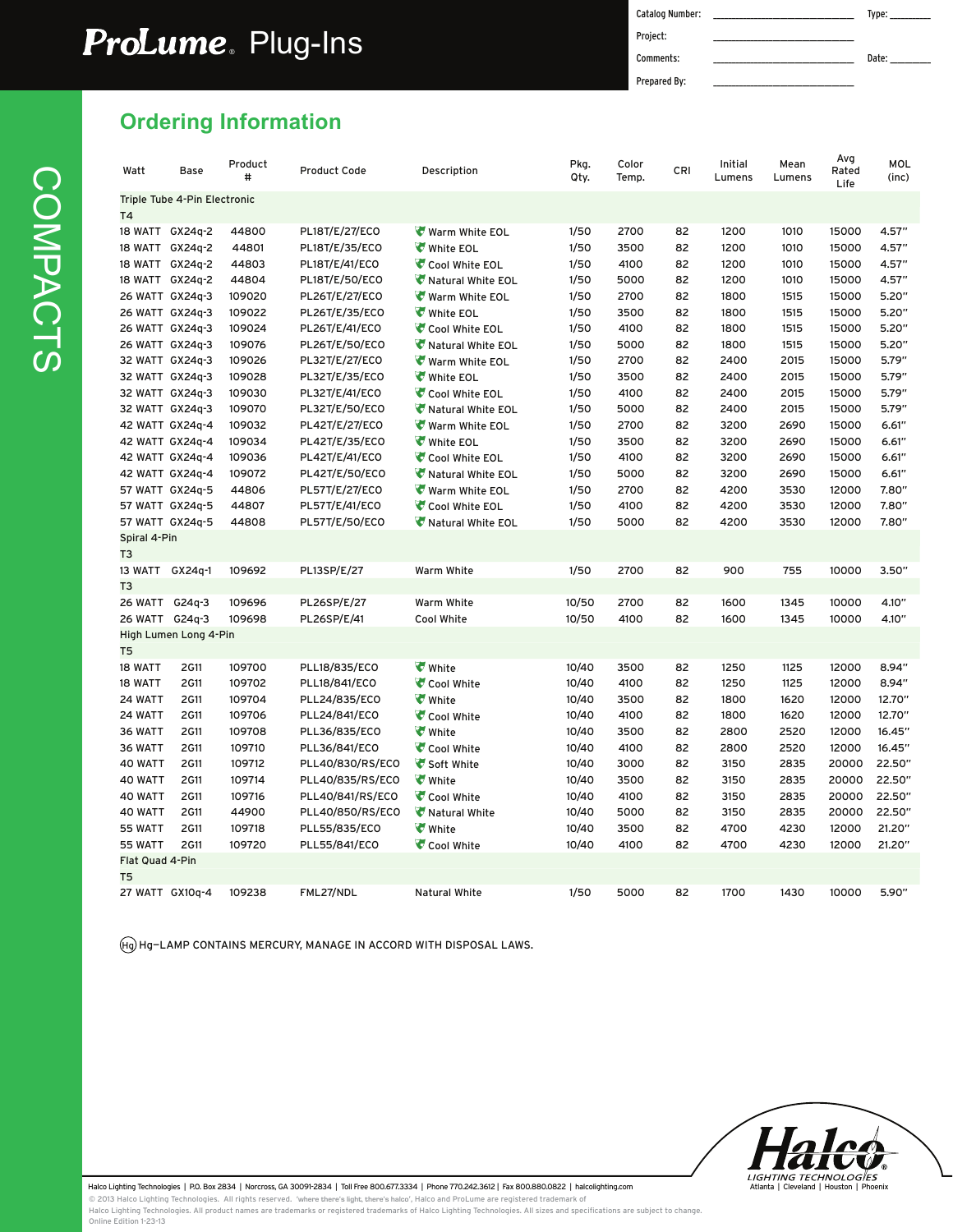# ProLume® Plug-Ins

Catalog Number: ____________ Type: ________

Project: ____________

Comments: ____________ Date: ________

Prepared By: ____________

COMPACTS

## Ordering Information

| Watt | Base | Product # | Product Code | Description | Pkg. Qty. | Color Temp. | CRI | Initial Lumens | Mean Lumens | Avg Rated Life | MOL (inc) |
|---|---|---|---|---|---|---|---|---|---|---|---|
| Triple Tube 4-Pin Electronic | | | | | | | | | | | |
| T4 | | | | | | | | | | | |
| 18 WATT | GX24q-2 | 44800 | PL18T/E/27/ECO | Warm White EOL | 1/50 | 2700 | 82 | 1200 | 1010 | 15000 | 4.57" |
| 18 WATT | GX24q-2 | 44801 | PL18T/E/35/ECO | White EOL | 1/50 | 3500 | 82 | 1200 | 1010 | 15000 | 4.57" |
| 18 WATT | GX24q-2 | 44803 | PL18T/E/41/ECO | Cool White EOL | 1/50 | 4100 | 82 | 1200 | 1010 | 15000 | 4.57" |
| 18 WATT | GX24q-2 | 44804 | PL18T/E/50/ECO | Natural White EOL | 1/50 | 5000 | 82 | 1200 | 1010 | 15000 | 4.57" |
| 26 WATT | GX24q-3 | 109020 | PL26T/E/27/ECO | Warm White EOL | 1/50 | 2700 | 82 | 1800 | 1515 | 15000 | 5.20" |
| 26 WATT | GX24q-3 | 109022 | PL26T/E/35/ECO | White EOL | 1/50 | 3500 | 82 | 1800 | 1515 | 15000 | 5.20" |
| 26 WATT | GX24q-3 | 109024 | PL26T/E/41/ECO | Cool White EOL | 1/50 | 4100 | 82 | 1800 | 1515 | 15000 | 5.20" |
| 26 WATT | GX24q-3 | 109076 | PL26T/E/50/ECO | Natural White EOL | 1/50 | 5000 | 82 | 1800 | 1515 | 15000 | 5.20" |
| 32 WATT | GX24q-3 | 109026 | PL32T/E/27/ECO | Warm White EOL | 1/50 | 2700 | 82 | 2400 | 2015 | 15000 | 5.79" |
| 32 WATT | GX24q-3 | 109028 | PL32T/E/35/ECO | White EOL | 1/50 | 3500 | 82 | 2400 | 2015 | 15000 | 5.79" |
| 32 WATT | GX24q-3 | 109030 | PL32T/E/41/ECO | Cool White EOL | 1/50 | 4100 | 82 | 2400 | 2015 | 15000 | 5.79" |
| 32 WATT | GX24q-3 | 109070 | PL32T/E/50/ECO | Natural White EOL | 1/50 | 5000 | 82 | 2400 | 2015 | 15000 | 5.79" |
| 42 WATT | GX24q-4 | 109032 | PL42T/E/27/ECO | Warm White EOL | 1/50 | 2700 | 82 | 3200 | 2690 | 15000 | 6.61" |
| 42 WATT | GX24q-4 | 109034 | PL42T/E/35/ECO | White EOL | 1/50 | 3500 | 82 | 3200 | 2690 | 15000 | 6.61" |
| 42 WATT | GX24q-4 | 109036 | PL42T/E/41/ECO | Cool White EOL | 1/50 | 4100 | 82 | 3200 | 2690 | 15000 | 6.61" |
| 42 WATT | GX24q-4 | 109072 | PL42T/E/50/ECO | Natural White EOL | 1/50 | 5000 | 82 | 3200 | 2690 | 15000 | 6.61" |
| 57 WATT | GX24q-5 | 44806 | PL57T/E/27/ECO | Warm White EOL | 1/50 | 2700 | 82 | 4200 | 3530 | 12000 | 7.80" |
| 57 WATT | GX24q-5 | 44807 | PL57T/E/41/ECO | Cool White EOL | 1/50 | 4100 | 82 | 4200 | 3530 | 12000 | 7.80" |
| 57 WATT | GX24q-5 | 44808 | PL57T/E/50/ECO | Natural White EOL | 1/50 | 5000 | 82 | 4200 | 3530 | 12000 | 7.80" |
| Spiral 4-Pin | | | | | | | | | | | |
| T3 | | | | | | | | | | | |
| 13 WATT | GX24q-1 | 109692 | PL13SP/E/27 | Warm White | 1/50 | 2700 | 82 | 900 | 755 | 10000 | 3.50" |
| T3 | | | | | | | | | | | |
| 26 WATT | G24q-3 | 109696 | PL26SP/E/27 | Warm White | 10/50 | 2700 | 82 | 1600 | 1345 | 10000 | 4.10" |
| 26 WATT | G24q-3 | 109698 | PL26SP/E/41 | Cool White | 10/50 | 4100 | 82 | 1600 | 1345 | 10000 | 4.10" |
| High Lumen Long 4-Pin | | | | | | | | | | | |
| T5 | | | | | | | | | | | |
| 18 WATT | 2G11 | 109700 | PLL18/835/ECO | White | 10/40 | 3500 | 82 | 1250 | 1125 | 12000 | 8.94" |
| 18 WATT | 2G11 | 109702 | PLL18/841/ECO | Cool White | 10/40 | 4100 | 82 | 1250 | 1125 | 12000 | 8.94" |
| 24 WATT | 2G11 | 109704 | PLL24/835/ECO | White | 10/40 | 3500 | 82 | 1800 | 1620 | 12000 | 12.70" |
| 24 WATT | 2G11 | 109706 | PLL24/841/ECO | Cool White | 10/40 | 4100 | 82 | 1800 | 1620 | 12000 | 12.70" |
| 36 WATT | 2G11 | 109708 | PLL36/835/ECO | White | 10/40 | 3500 | 82 | 2800 | 2520 | 12000 | 16.45" |
| 36 WATT | 2G11 | 109710 | PLL36/841/ECO | Cool White | 10/40 | 4100 | 82 | 2800 | 2520 | 12000 | 16.45" |
| 40 WATT | 2G11 | 109712 | PLL40/830/RS/ECO | Soft White | 10/40 | 3000 | 82 | 3150 | 2835 | 20000 | 22.50" |
| 40 WATT | 2G11 | 109714 | PLL40/835/RS/ECO | White | 10/40 | 3500 | 82 | 3150 | 2835 | 20000 | 22.50" |
| 40 WATT | 2G11 | 109716 | PLL40/841/RS/ECO | Cool White | 10/40 | 4100 | 82 | 3150 | 2835 | 20000 | 22.50" |
| 40 WATT | 2G11 | 44900 | PLL40/850/RS/ECO | Natural White | 10/40 | 5000 | 82 | 3150 | 2835 | 20000 | 22.50" |
| 55 WATT | 2G11 | 109718 | PLL55/835/ECO | White | 10/40 | 3500 | 82 | 4700 | 4230 | 12000 | 21.20" |
| 55 WATT | 2G11 | 109720 | PLL55/841/ECO | Cool White | 10/40 | 4100 | 82 | 4700 | 4230 | 12000 | 21.20" |
| Flat Quad 4-Pin | | | | | | | | | | | |
| T5 | | | | | | | | | | | |
| 27 WATT | GX10q-4 | 109238 | FML27/NDL | Natural White | 1/50 | 5000 | 82 | 1700 | 1430 | 10000 | 5.90" |

(Hg) Hg—LAMP CONTAINS MERCURY, MANAGE IN ACCORD WITH DISPOSAL LAWS.

Halco Lighting Technologies | P.O. Box 2834 | Norcross, GA 30091-2834 | Toll Free 800.677.3334 | Phone 770.242.3612 | Fax 800.880.0822 | halcolighting.com

© 2013 Halco Lighting Technologies. All rights reserved. 'where there's light, there's halco', Halco and ProLume are registered trademark of Halco Lighting Technologies. All product names are trademarks or registered trademarks of Halco Lighting Technologies. All sizes and specifications are subject to change.

Online Edition 1-23-13

Halco® LIGHTING TECHNOLOGIES
Atlanta | Cleveland | Houston | Phoenix